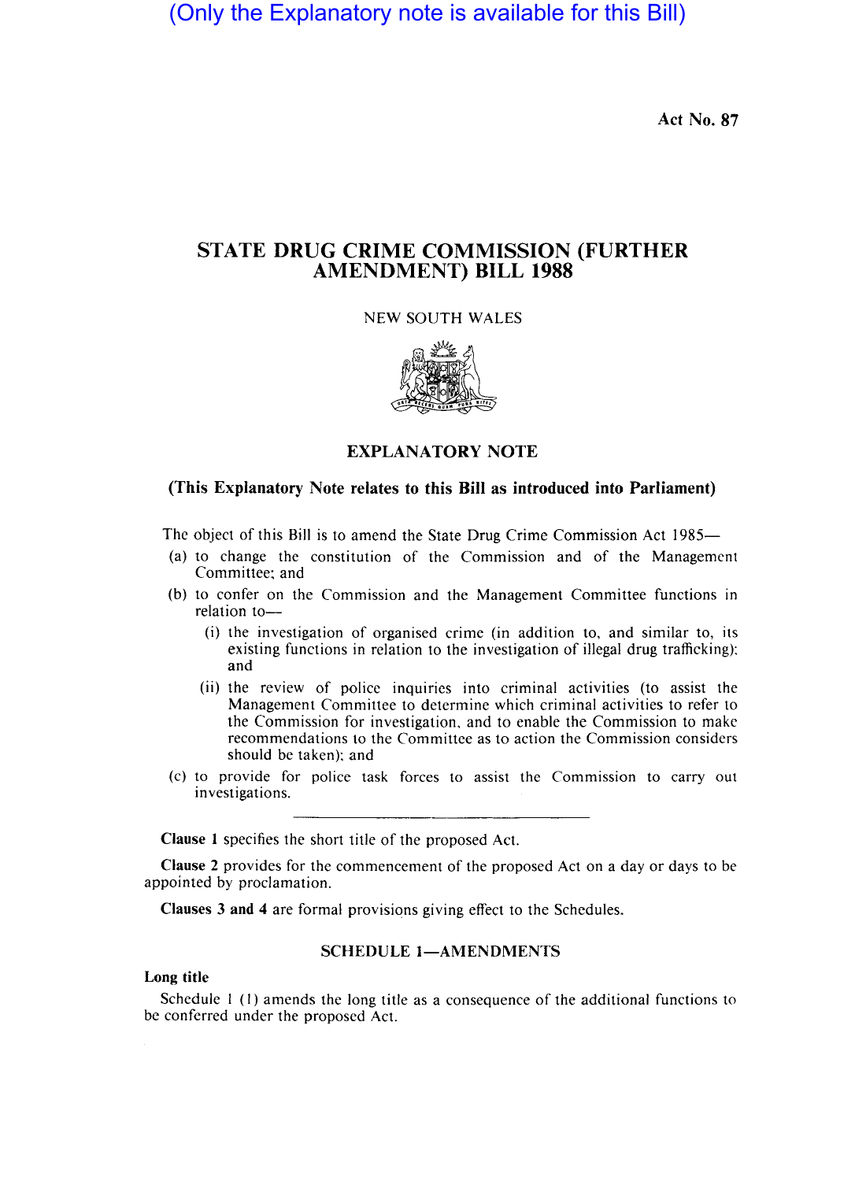(Only the Explanatory note is available for this Bill)

Act No. 87

# STATE DRUG CRIME COMMISSION (FURTHER AMENDMENT) BILL 1988

NEW SOUTH WALES

## EXPLANATORY NOTE

**(This Explanatory Note relates to this Bill as introduced into Parliament)**

The object of this Bill is to amend the State Drug Crime Commission Act 1985—

(a) to change the constitution of the Commission and of the Management Committee; and

(b) to confer on the Commission and the Management Committee functions in relation to—

  (i) the investigation of organised crime (in addition to, and similar to, its existing functions in relation to the investigation of illegal drug trafficking); and

  (ii) the review of police inquiries into criminal activities (to assist the Management Committee to determine which criminal activities to refer to the Commission for investigation, and to enable the Commission to make recommendations to the Committee as to action the Commission considers should be taken); and

(c) to provide for police task forces to assist the Commission to carry out investigations.

---

**Clause 1** specifies the short title of the proposed Act.

**Clause 2** provides for the commencement of the proposed Act on a day or days to be appointed by proclamation.

**Clauses 3 and 4** are formal provisions giving effect to the Schedules.

### SCHEDULE 1—AMENDMENTS

**Long title**

Schedule 1 (1) amends the long title as a consequence of the additional functions to be conferred under the proposed Act.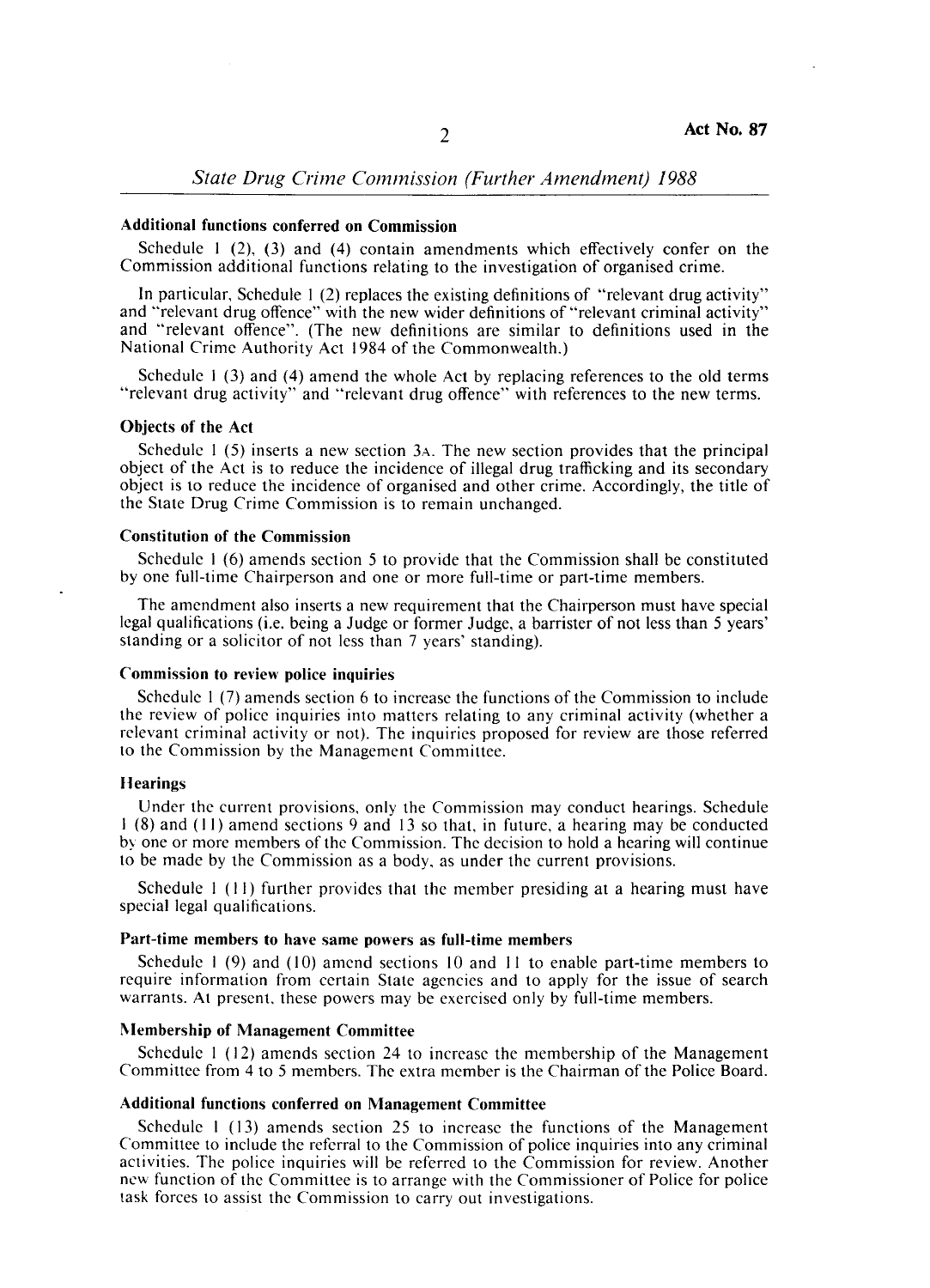### Additional functions conferred on Commission

Schedule 1 (2), (3) and (4) contain amendments which effectively confer on the Commission additional functions relating to the investigation of organised crime.

In particular, Schedule 1 (2) replaces the existing definitions of "relevant drug activity" and "relevant drug offence" with the new wider definitions of "relevant criminal activity" and "relevant offence". (The new definitions are similar to definitions used in the National Crime Authority Act 1984 of the Commonwealth.)

Schedule 1 (3) and (4) amend the whole Act by replacing references to the old terms "relevant drug activity" and "relevant drug offence" with references to the new terms.

### Objects of the Act

Schedule 1 (5) inserts a new section 3A. The new section provides that the principal object of the Act is to reduce the incidence of illegal drug trafficking and its secondary object is to reduce the incidence of organised and other crime. Accordingly, the title of the State Drug Crime Commission is to remain unchanged.

### Constitution of the Commission

Schedule 1 (6) amends section 5 to provide that the Commission shall be constituted by one full-time Chairperson and one or more full-time or part-time members.

The amendment also inserts a new requirement that the Chairperson must have special legal qualifications (i.e. being a Judge or former Judge, a barrister of not less than 5 years' standing or a solicitor of not less than 7 years' standing).

### Commission to review police inquiries

Schedule 1 (7) amends section 6 to increase the functions of the Commission to include the review of police inquiries into matters relating to any criminal activity (whether a relevant criminal activity or not). The inquiries proposed for review are those referred to the Commission by the Management Committee.

### Hearings

Under the current provisions, only the Commission may conduct hearings. Schedule 1 (8) and (11) amend sections 9 and 13 so that, in future, a hearing may be conducted by one or more members of the Commission. The decision to hold a hearing will continue to be made by the Commission as a body, as under the current provisions.

Schedule 1 (11) further provides that the member presiding at a hearing must have special legal qualifications.

### Part-time members to have same powers as full-time members

Schedule 1 (9) and (10) amend sections 10 and 11 to enable part-time members to require information from certain State agencies and to apply for the issue of search warrants. At present, these powers may be exercised only by full-time members.

### Membership of Management Committee

Schedule 1 (12) amends section 24 to increase the membership of the Management Committee from 4 to 5 members. The extra member is the Chairman of the Police Board.

### Additional functions conferred on Management Committee

Schedule 1 (13) amends section 25 to increase the functions of the Management Committee to include the referral to the Commission of police inquiries into any criminal activities. The police inquiries will be referred to the Commission for review. Another new function of the Committee is to arrange with the Commissioner of Police for police task forces to assist the Commission to carry out investigations.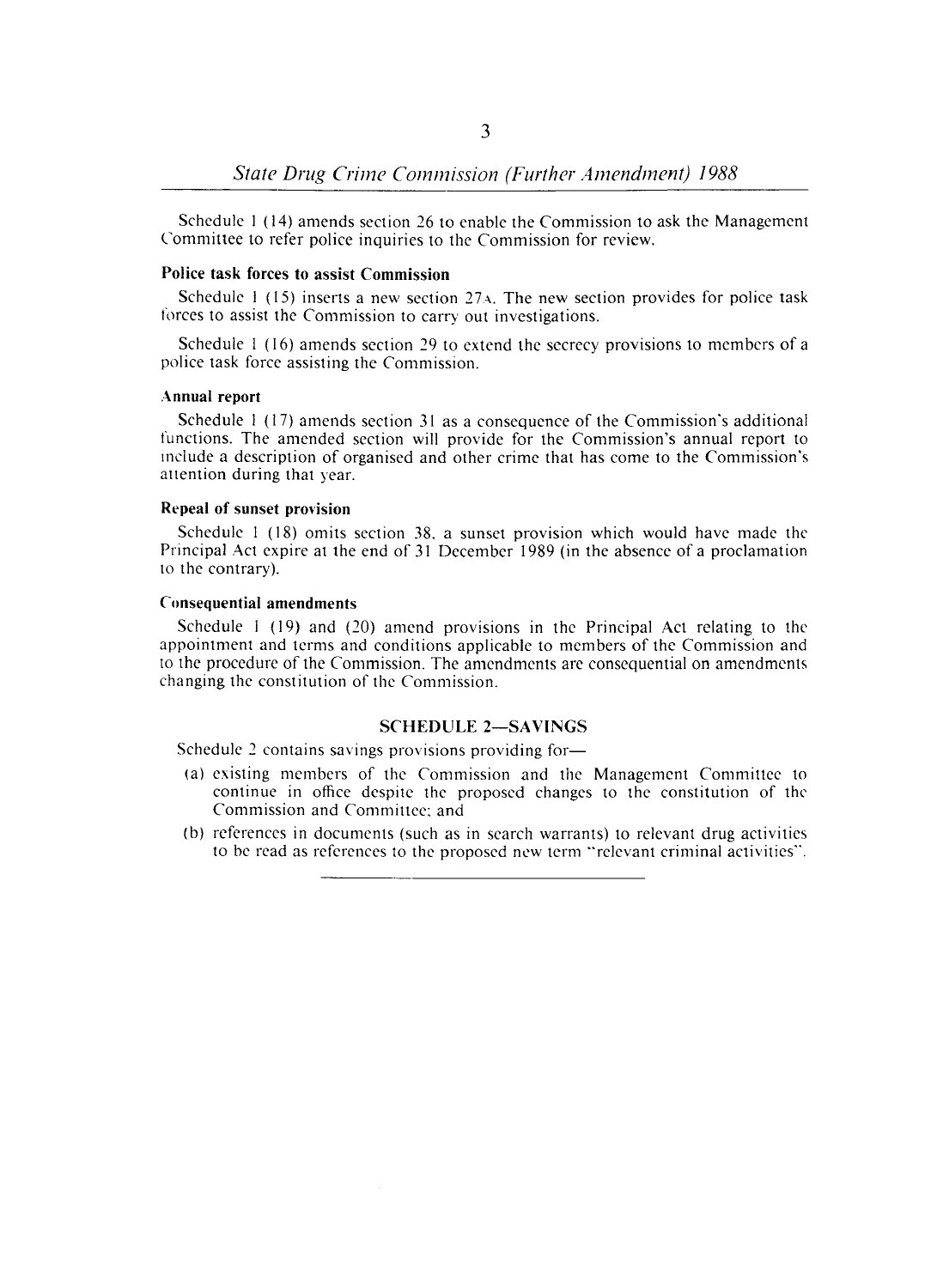Schedule 1 (14) amends section 26 to enable the Commission to ask the Management Committee to refer police inquiries to the Commission for review.

**Police task forces to assist Commission**

Schedule 1 (15) inserts a new section 27A. The new section provides for police task forces to assist the Commission to carry out investigations.

Schedule 1 (16) amends section 29 to extend the secrecy provisions to members of a police task force assisting the Commission.

**Annual report**

Schedule 1 (17) amends section 31 as a consequence of the Commission's additional functions. The amended section will provide for the Commission's annual report to include a description of organised and other crime that has come to the Commission's attention during that year.

**Repeal of sunset provision**

Schedule 1 (18) omits section 38, a sunset provision which would have made the Principal Act expire at the end of 31 December 1989 (in the absence of a proclamation to the contrary).

**Consequential amendments**

Schedule 1 (19) and (20) amend provisions in the Principal Act relating to the appointment and terms and conditions applicable to members of the Commission and to the procedure of the Commission. The amendments are consequential on amendments changing the constitution of the Commission.

## SCHEDULE 2—SAVINGS

Schedule 2 contains savings provisions providing for—

(a) existing members of the Commission and the Management Committee to continue in office despite the proposed changes to the constitution of the Commission and Committee; and

(b) references in documents (such as in search warrants) to relevant drug activities to be read as references to the proposed new term "relevant criminal activities".